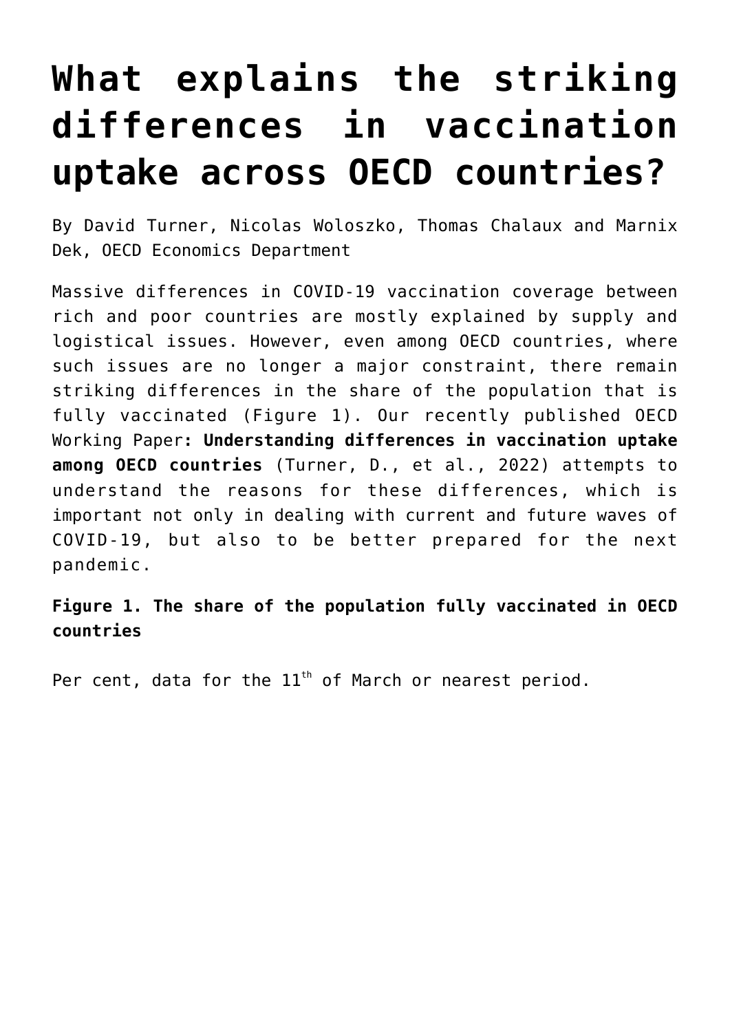# What explains the striking differences in vaccination uptake across OECD countries?

By David Turner, Nicolas Woloszko, Thomas Chalaux and Marnix Dek, OECD Economics Department

Massive differences in COVID-19 vaccination coverage between rich and poor countries are mostly explained by supply and logistical issues. However, even among OECD countries, where such issues are no longer a major constraint, there remain striking differences in the share of the population that is fully vaccinated (Figure 1). Our recently published OECD Working Paper**: Understanding differences in vaccination uptake among OECD countries** (Turner, D., et al., 2022) attempts to understand the reasons for these differences, which is important not only in dealing with current and future waves of COVID-19, but also to be better prepared for the next pandemic.

**Figure 1. The share of the population fully vaccinated in OECD countries**

Per cent, data for the 11th of March or nearest period.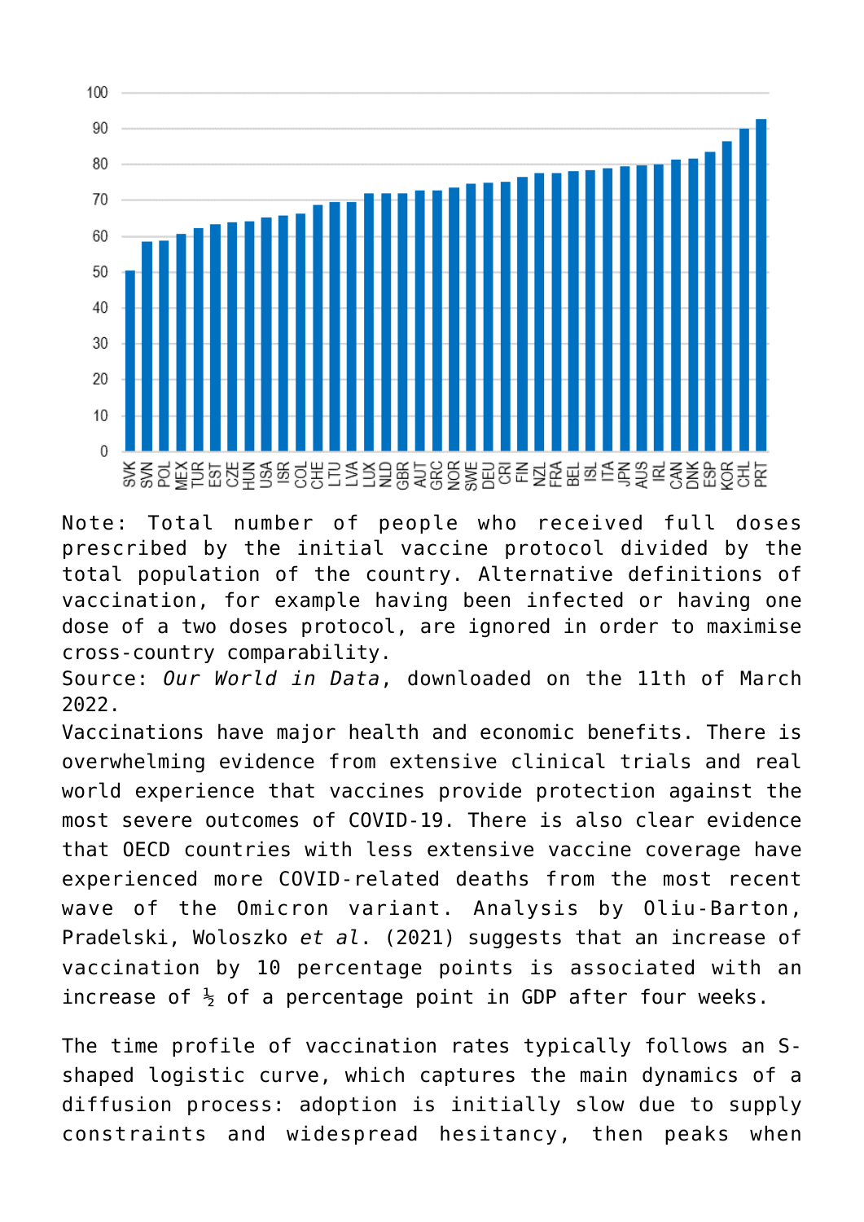Note: Total number of people who received full doses prescribed by the initial vaccine protocol divided by the total population of the country. Alternative definitions of vaccination, for example having been infected or having one dose of a two doses protocol, are ignored in order to maximise cross-country comparability.
Source: *Our World in Data*, downloaded on the 11th of March 2022.

Vaccinations have major health and economic benefits. There is overwhelming evidence from extensive clinical trials and real world experience that vaccines provide protection against the most severe outcomes of COVID-19. There is also clear evidence that OECD countries with less extensive vaccine coverage have experienced more COVID-related deaths from the most recent wave of the Omicron variant. Analysis by Oliu-Barton, Pradelski, Woloszko *et al*. (2021) suggests that an increase of vaccination by 10 percentage points is associated with an increase of ½ of a percentage point in GDP after four weeks.

The time profile of vaccination rates typically follows an S-shaped logistic curve, which captures the main dynamics of a diffusion process: adoption is initially slow due to supply constraints and widespread hesitancy, then peaks when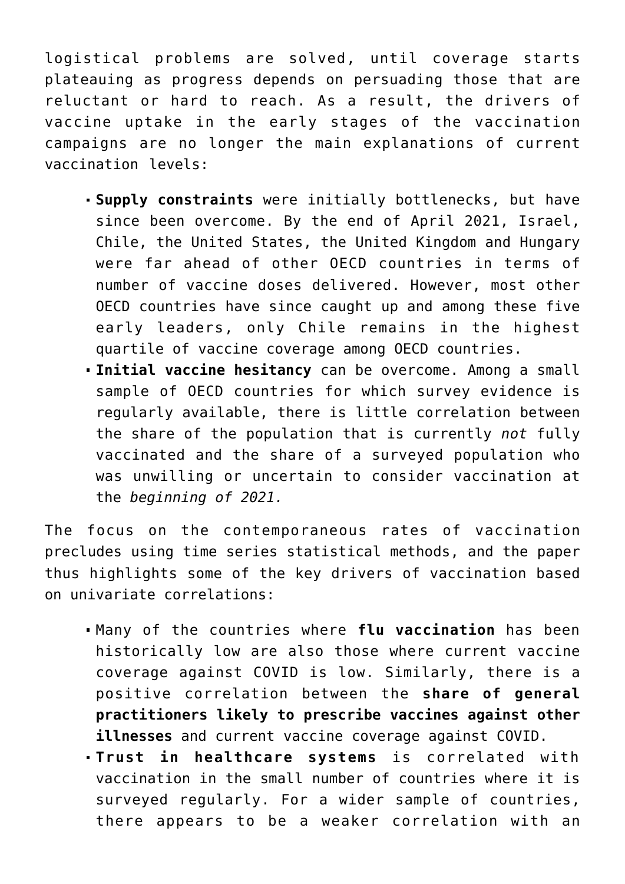logistical problems are solved, until coverage starts plateauing as progress depends on persuading those that are reluctant or hard to reach. As a result, the drivers of vaccine uptake in the early stages of the vaccination campaigns are no longer the main explanations of current vaccination levels:

- **Supply constraints** were initially bottlenecks, but have since been overcome. By the end of April 2021, Israel, Chile, the United States, the United Kingdom and Hungary were far ahead of other OECD countries in terms of number of vaccine doses delivered. However, most other OECD countries have since caught up and among these five early leaders, only Chile remains in the highest quartile of vaccine coverage among OECD countries.
- **Initial vaccine hesitancy** can be overcome. Among a small sample of OECD countries for which survey evidence is regularly available, there is little correlation between the share of the population that is currently *not* fully vaccinated and the share of a surveyed population who was unwilling or uncertain to consider vaccination at the *beginning of 2021.*

The focus on the contemporaneous rates of vaccination precludes using time series statistical methods, and the paper thus highlights some of the key drivers of vaccination based on univariate correlations:

- Many of the countries where **flu vaccination** has been historically low are also those where current vaccine coverage against COVID is low. Similarly, there is a positive correlation between the **share of general practitioners likely to prescribe vaccines against other illnesses** and current vaccine coverage against COVID.
- **Trust in healthcare systems** is correlated with vaccination in the small number of countries where it is surveyed regularly. For a wider sample of countries, there appears to be a weaker correlation with an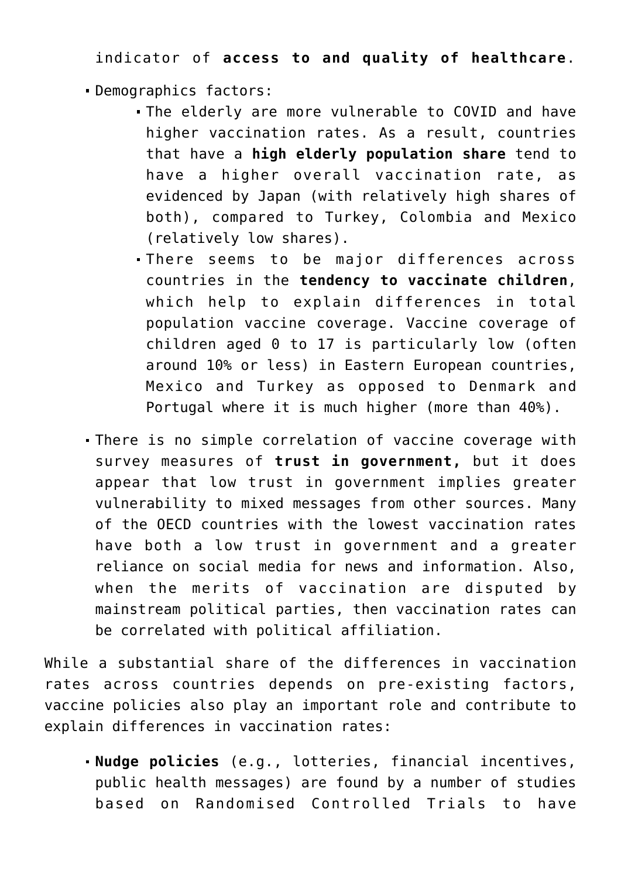indicator of **access to and quality of healthcare**.

- Demographics factors:
  - The elderly are more vulnerable to COVID and have higher vaccination rates. As a result, countries that have a **high elderly population share** tend to have a higher overall vaccination rate, as evidenced by Japan (with relatively high shares of both), compared to Turkey, Colombia and Mexico (relatively low shares).
  - There seems to be major differences across countries in the **tendency to vaccinate children**, which help to explain differences in total population vaccine coverage. Vaccine coverage of children aged 0 to 17 is particularly low (often around 10% or less) in Eastern European countries, Mexico and Turkey as opposed to Denmark and Portugal where it is much higher (more than 40%).
- There is no simple correlation of vaccine coverage with survey measures of **trust in government,** but it does appear that low trust in government implies greater vulnerability to mixed messages from other sources. Many of the OECD countries with the lowest vaccination rates have both a low trust in government and a greater reliance on social media for news and information. Also, when the merits of vaccination are disputed by mainstream political parties, then vaccination rates can be correlated with political affiliation.

While a substantial share of the differences in vaccination rates across countries depends on pre-existing factors, vaccine policies also play an important role and contribute to explain differences in vaccination rates:

- **Nudge policies** (e.g., lotteries, financial incentives, public health messages) are found by a number of studies based on Randomised Controlled Trials to have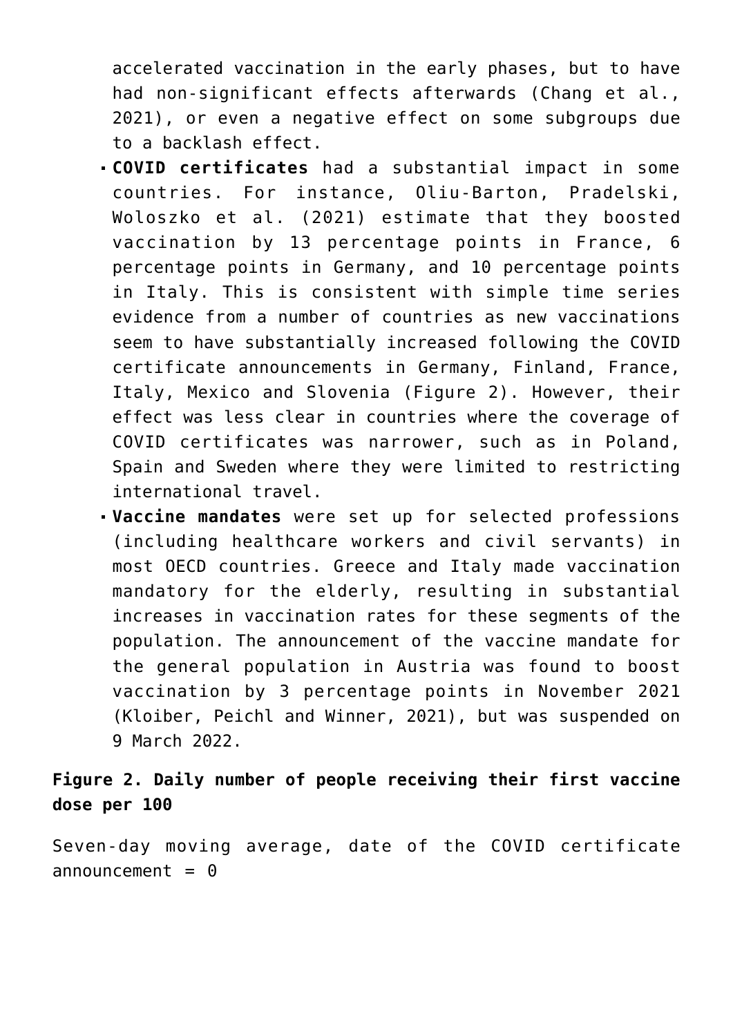accelerated vaccination in the early phases, but to have had non-significant effects afterwards (Chang et al., 2021), or even a negative effect on some subgroups due to a backlash effect.

- **COVID certificates** had a substantial impact in some countries. For instance, Oliu-Barton, Pradelski, Woloszko et al. (2021) estimate that they boosted vaccination by 13 percentage points in France, 6 percentage points in Germany, and 10 percentage points in Italy. This is consistent with simple time series evidence from a number of countries as new vaccinations seem to have substantially increased following the COVID certificate announcements in Germany, Finland, France, Italy, Mexico and Slovenia (Figure 2). However, their effect was less clear in countries where the coverage of COVID certificates was narrower, such as in Poland, Spain and Sweden where they were limited to restricting international travel.
- **Vaccine mandates** were set up for selected professions (including healthcare workers and civil servants) in most OECD countries. Greece and Italy made vaccination mandatory for the elderly, resulting in substantial increases in vaccination rates for these segments of the population. The announcement of the vaccine mandate for the general population in Austria was found to boost vaccination by 3 percentage points in November 2021 (Kloiber, Peichl and Winner, 2021), but was suspended on 9 March 2022.

**Figure 2. Daily number of people receiving their first vaccine dose per 100**

Seven-day moving average, date of the COVID certificate announcement = 0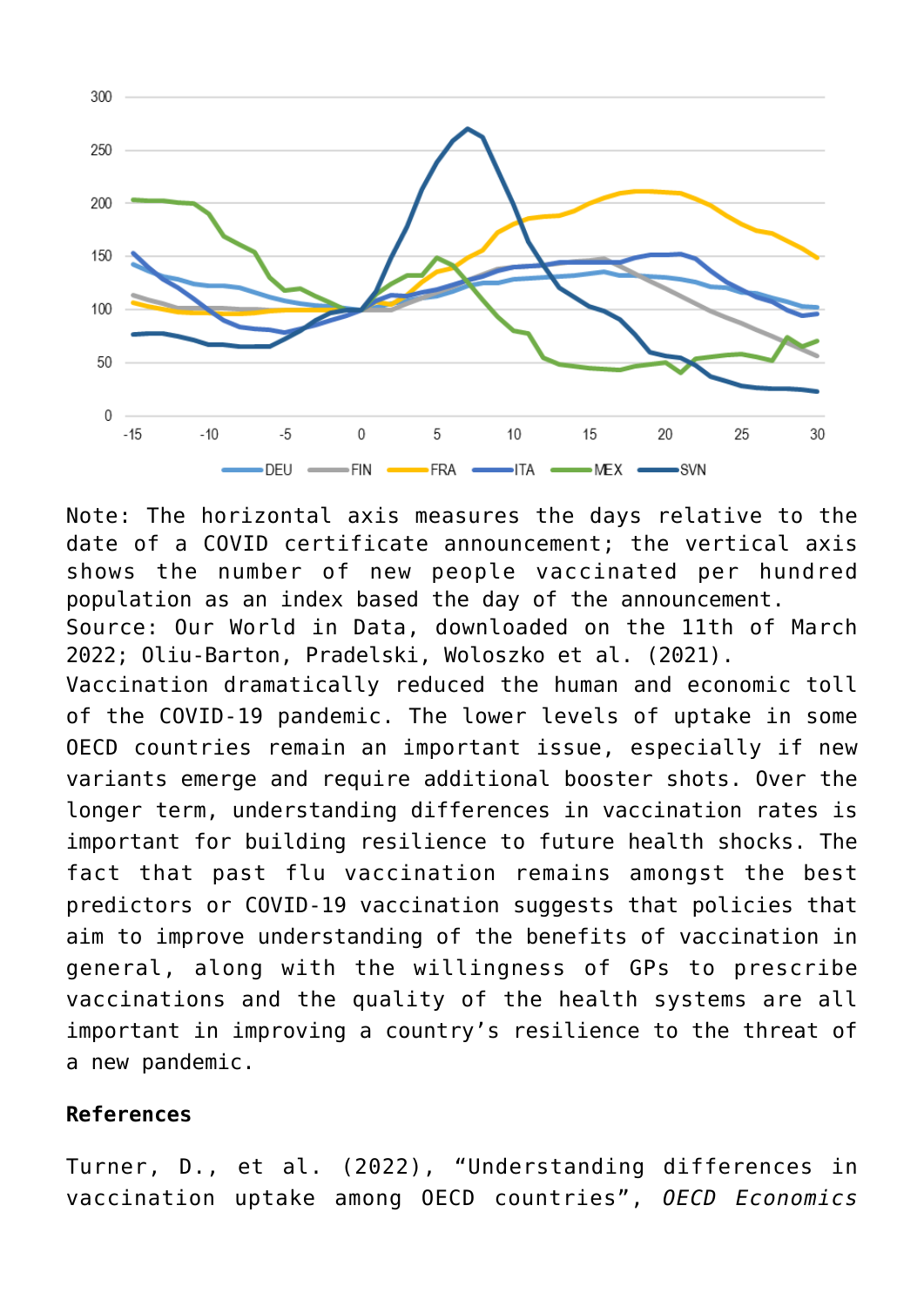Note: The horizontal axis measures the days relative to the date of a COVID certificate announcement; the vertical axis shows the number of new people vaccinated per hundred population as an index based the day of the announcement.

Source: Our World in Data, downloaded on the 11th of March 2022; Oliu-Barton, Pradelski, Woloszko et al. (2021).

Vaccination dramatically reduced the human and economic toll of the COVID-19 pandemic. The lower levels of uptake in some OECD countries remain an important issue, especially if new variants emerge and require additional booster shots. Over the longer term, understanding differences in vaccination rates is important for building resilience to future health shocks. The fact that past flu vaccination remains amongst the best predictors or COVID-19 vaccination suggests that policies that aim to improve understanding of the benefits of vaccination in general, along with the willingness of GPs to prescribe vaccinations and the quality of the health systems are all important in improving a country's resilience to the threat of a new pandemic.

**References**

Turner, D., et al. (2022), "Understanding differences in vaccination uptake among OECD countries", *OECD Economics*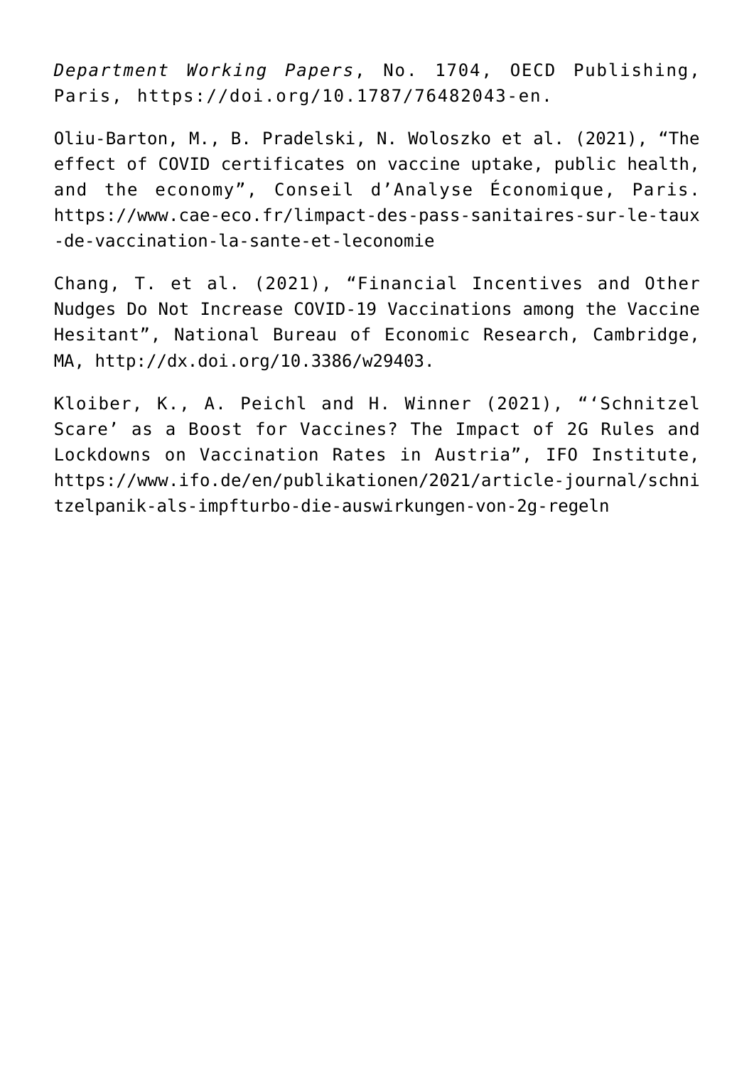*Department Working Papers*, No. 1704, OECD Publishing, Paris, https://doi.org/10.1787/76482043-en.

Oliu-Barton, M., B. Pradelski, N. Woloszko et al. (2021), "The effect of COVID certificates on vaccine uptake, public health, and the economy", Conseil d'Analyse Économique, Paris. https://www.cae-eco.fr/limpact-des-pass-sanitaires-sur-le-taux-de-vaccination-la-sante-et-leconomie

Chang, T. et al. (2021), "Financial Incentives and Other Nudges Do Not Increase COVID-19 Vaccinations among the Vaccine Hesitant", National Bureau of Economic Research, Cambridge, MA, http://dx.doi.org/10.3386/w29403.

Kloiber, K., A. Peichl and H. Winner (2021), "'Schnitzel Scare' as a Boost for Vaccines? The Impact of 2G Rules and Lockdowns on Vaccination Rates in Austria", IFO Institute, https://www.ifo.de/en/publikationen/2021/article-journal/schnitzelpanik-als-impfturbo-die-auswirkungen-von-2g-regeln